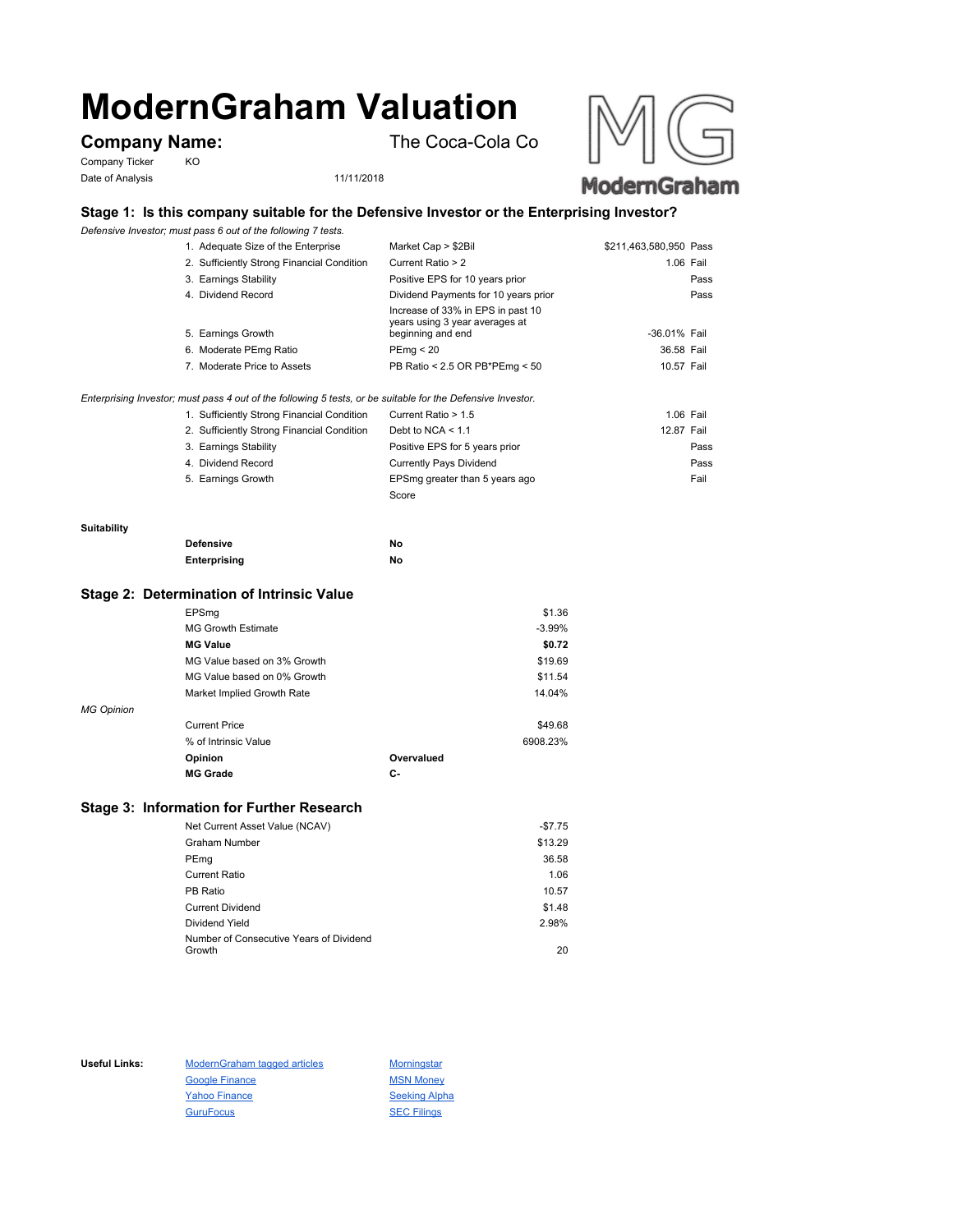# ModernGraham Valuation

## Company Name: The Coca-Cola Co

Company Ticker KO

Date of Analysis 11/11/2018

## Stage 1: Is this company suitable for the Defensive Investor or the Enterprising Investor?

*Defensive Investor; must pass 6 out of the following 7 tests.*

| | | | |
|---|---|---|---|
| 1. Adequate Size of the Enterprise | Market Cap > $2Bil | $211,463,580,950 | Pass |
| 2. Sufficiently Strong Financial Condition | Current Ratio > 2 | 1.06 | Fail |
| 3. Earnings Stability | Positive EPS for 10 years prior | | Pass |
| 4. Dividend Record | Dividend Payments for 10 years prior | | Pass |
| 5. Earnings Growth | Increase of 33% in EPS in past 10 years using 3 year averages at beginning and end | -36.01% | Fail |
| 6. Moderate PEmg Ratio | PEmg < 20 | 36.58 | Fail |
| 7. Moderate Price to Assets | PB Ratio < 2.5 OR PB*PEmg < 50 | 10.57 | Fail |

*Enterprising Investor; must pass 4 out of the following 5 tests, or be suitable for the Defensive Investor.*

| | | | |
|---|---|---|---|
| 1. Sufficiently Strong Financial Condition | Current Ratio > 1.5 | 1.06 | Fail |
| 2. Sufficiently Strong Financial Condition | Debt to NCA < 1.1 | 12.87 | Fail |
| 3. Earnings Stability | Positive EPS for 5 years prior | | Pass |
| 4. Dividend Record | Currently Pays Dividend | | Pass |
| 5. Earnings Growth | EPSmg greater than 5 years ago | | Fail |
| | Score | | |

**Suitability**

| | |
|---|---|
| **Defensive** | **No** |
| **Enterprising** | **No** |

## Stage 2: Determination of Intrinsic Value

| | | |
|---|---|---|
| EPSmg | | $1.36 |
| MG Growth Estimate | | -3.99% |
| **MG Value** | | **$0.72** |
| MG Value based on 3% Growth | | $19.69 |
| MG Value based on 0% Growth | | $11.54 |
| Market Implied Growth Rate | | 14.04% |

*MG Opinion*

| | | |
|---|---|---|
| Current Price | | $49.68 |
| % of Intrinsic Value | | 6908.23% |
| **Opinion** | **Overvalued** | |
| **MG Grade** | **C-** | |

## Stage 3: Information for Further Research

| | |
|---|---|
| Net Current Asset Value (NCAV) | -$7.75 |
| Graham Number | $13.29 |
| PEmg | 36.58 |
| Current Ratio | 1.06 |
| PB Ratio | 10.57 |
| Current Dividend | $1.48 |
| Dividend Yield | 2.98% |
| Number of Consecutive Years of Dividend Growth | 20 |

**Useful Links:**

ModernGraham tagged articles
Google Finance
Yahoo Finance
GuruFocus
Morningstar
MSN Money
Seeking Alpha
SEC Filings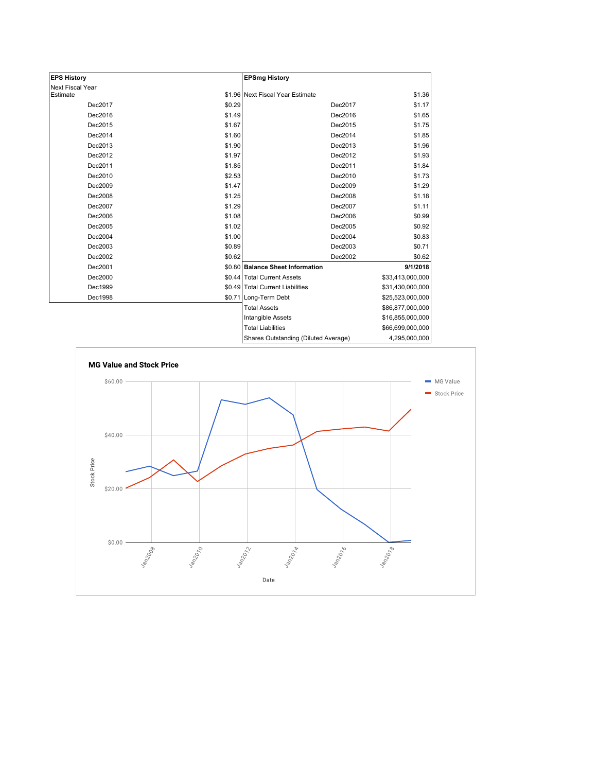| EPS History | | EPSmg History | |
|---|---|---|---|
| Next Fiscal Year Estimate | $1.96 | Next Fiscal Year Estimate | $1.36 |
| Dec2017 | $0.29 | Dec2017 | $1.17 |
| Dec2016 | $1.49 | Dec2016 | $1.65 |
| Dec2015 | $1.67 | Dec2015 | $1.75 |
| Dec2014 | $1.60 | Dec2014 | $1.85 |
| Dec2013 | $1.90 | Dec2013 | $1.96 |
| Dec2012 | $1.97 | Dec2012 | $1.93 |
| Dec2011 | $1.85 | Dec2011 | $1.84 |
| Dec2010 | $2.53 | Dec2010 | $1.73 |
| Dec2009 | $1.47 | Dec2009 | $1.29 |
| Dec2008 | $1.25 | Dec2008 | $1.18 |
| Dec2007 | $1.29 | Dec2007 | $1.11 |
| Dec2006 | $1.08 | Dec2006 | $0.99 |
| Dec2005 | $1.02 | Dec2005 | $0.92 |
| Dec2004 | $1.00 | Dec2004 | $0.83 |
| Dec2003 | $0.89 | Dec2003 | $0.71 |
| Dec2002 | $0.62 | Dec2002 | $0.62 |
| Dec2001 | $0.80 | **Balance Sheet Information** | **9/1/2018** |
| Dec2000 | $0.44 | Total Current Assets | $33,413,000,000 |
| Dec1999 | $0.49 | Total Current Liabilities | $31,430,000,000 |
| Dec1998 | $0.71 | Long-Term Debt | $25,523,000,000 |
| | | Total Assets | $86,877,000,000 |
| | | Intangible Assets | $16,855,000,000 |
| | | Total Liabilities | $66,699,000,000 |
| | | Shares Outstanding (Diluted Average) | 4,295,000,000 |

**MG Value and Stock Price**

MG Value
Stock Price

$60.00
$40.00
$20.00
$0.00

Stock Price

Jan2008
Jan2010
Jan2012
Jan2014
Jan2016
Jan2018

Date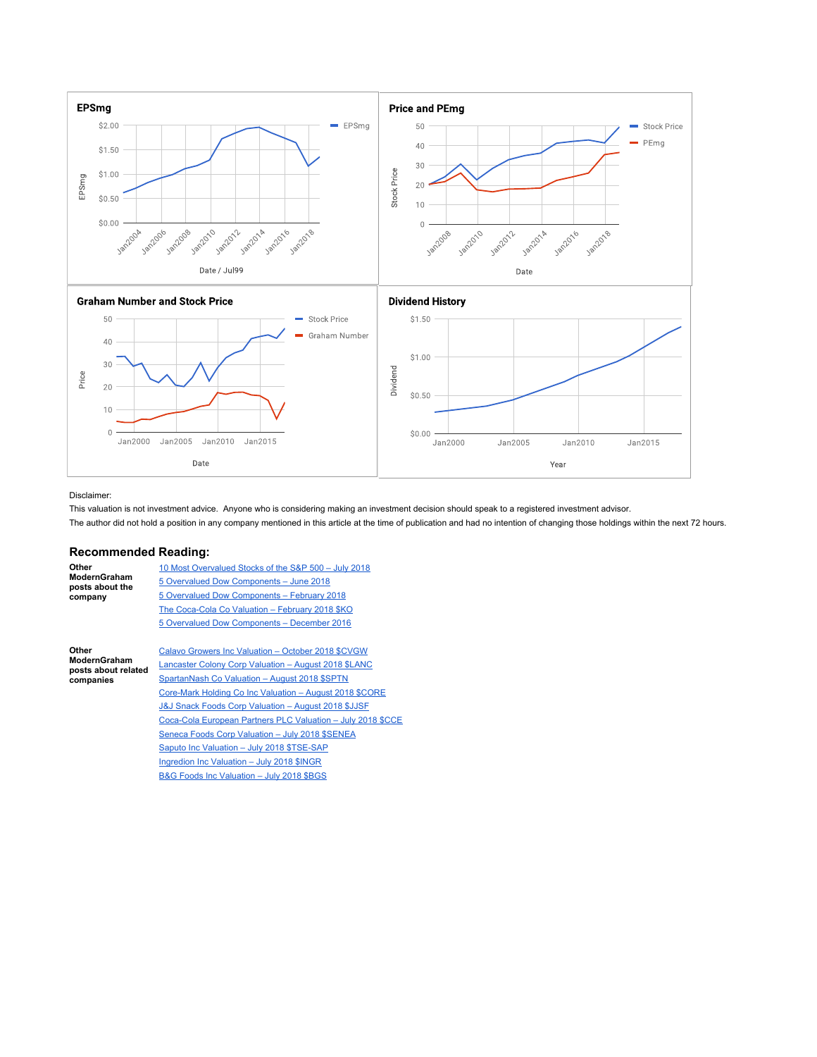EPSmg

$2.00
$1.50
$1.00
$0.50
$0.00

EPSmg

Jan2004 Jan2006 Jan2008 Jan2010 Jan2012 Jan2014 Jan2016 Jan2018

Date / Jul99

Price and PEmg

50
40
30
20
10
0

Stock Price

Stock Price
PEmg

Jan2008 Jan2010 Jan2012 Jan2014 Jan2016 Jan2018

Date

Graham Number and Stock Price

50
40
30
20
10
0

Price

Stock Price
Graham Number

Jan2000 Jan2005 Jan2010 Jan2015

Date

Dividend History

$1.50
$1.00
$0.50
$0.00

Dividend

Jan2000 Jan2005 Jan2010 Jan2015

Year

Disclaimer:

This valuation is not investment advice. Anyone who is considering making an investment decision should speak to a registered investment advisor.

The author did not hold a position in any company mentioned in this article at the time of publication and had no intention of changing those holdings within the next 72 hours.

## Recommended Reading:

**Other ModernGraham posts about the company**

- 10 Most Overvalued Stocks of the S&P 500 – July 2018
- 5 Overvalued Dow Components – June 2018
- 5 Overvalued Dow Components – February 2018
- The Coca-Cola Co Valuation – February 2018 $KO
- 5 Overvalued Dow Components – December 2016

**Other ModernGraham posts about related companies**

- Calavo Growers Inc Valuation – October 2018 $CVGW
- Lancaster Colony Corp Valuation – August 2018 $LANC
- SpartanNash Co Valuation – August 2018 $SPTN
- Core-Mark Holding Co Inc Valuation – August 2018 $CORE
- J&J Snack Foods Corp Valuation – August 2018 $JJSF
- Coca-Cola European Partners PLC Valuation – July 2018 $CCE
- Seneca Foods Corp Valuation – July 2018 $SENEA
- Saputo Inc Valuation – July 2018 $TSE-SAP
- Ingredion Inc Valuation – July 2018 $INGR
- B&G Foods Inc Valuation – July 2018 $BGS